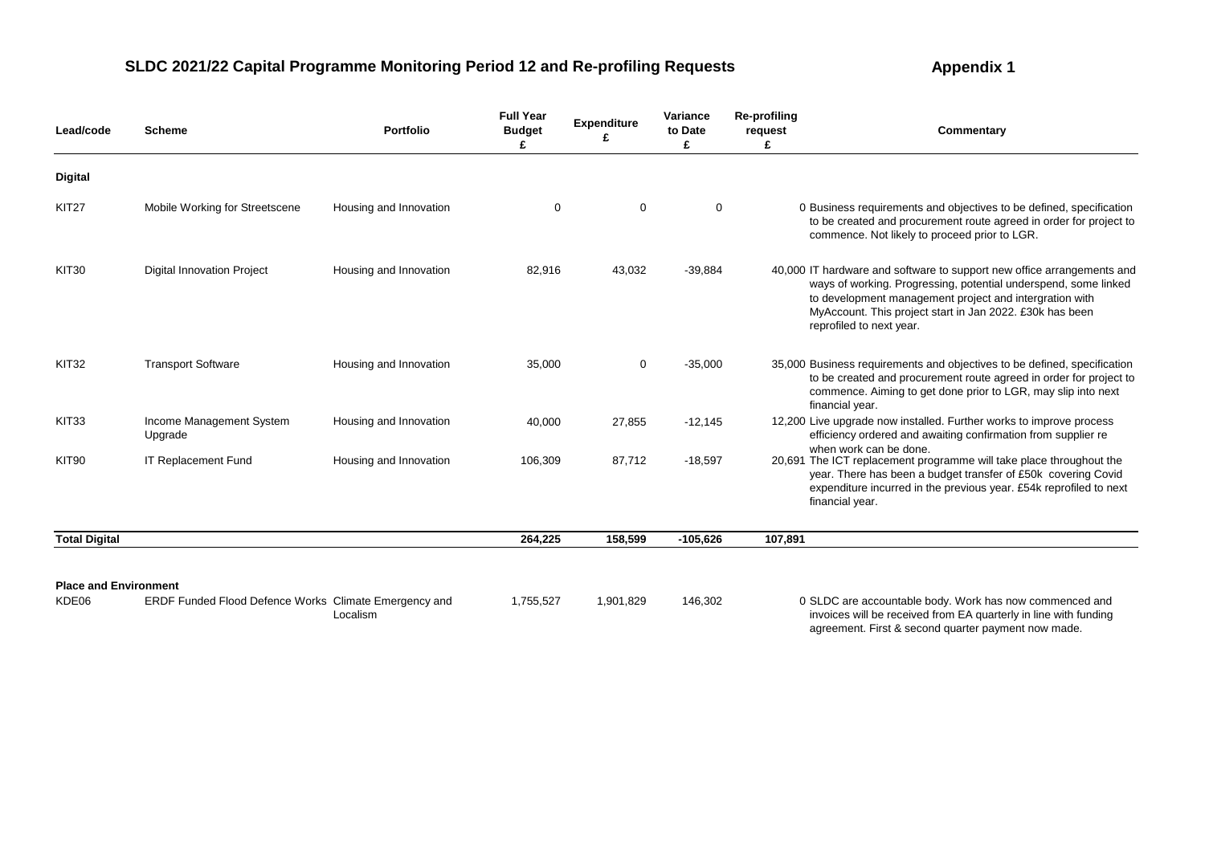# SLDC 2021/22 Capital Programme Monitoring Period 12 and Re-profiling Requests

**Appendix 1**

| Lead/code | Scheme | Portfolio | Full Year Budget £ | Expenditure £ | Variance to Date £ | Re-profiling request £ | Commentary |
|---|---|---|---|---|---|---|---|
| **Digital** | | | | | | | |
| KIT27 | Mobile Working for Streetscene | Housing and Innovation | 0 | 0 | 0 | 0 | Business requirements and objectives to be defined, specification to be created and procurement route agreed in order for project to commence. Not likely to proceed prior to LGR. |
| KIT30 | Digital Innovation Project | Housing and Innovation | 82,916 | 43,032 | -39,884 | 40,000 | IT hardware and software to support new office arrangements and ways of working. Progressing, potential underspend, some linked to development management project and intergration with MyAccount. This project start in Jan 2022. £30k has been reprofiled to next year. |
| KIT32 | Transport Software | Housing and Innovation | 35,000 | 0 | -35,000 | 35,000 | Business requirements and objectives to be defined, specification to be created and procurement route agreed in order for project to commence. Aiming to get done prior to LGR, may slip into next financial year. |
| KIT33 | Income Management System Upgrade | Housing and Innovation | 40,000 | 27,855 | -12,145 | 12,200 | Live upgrade now installed. Further works to improve process efficiency ordered and awaiting confirmation from supplier re when work can be done. |
| KIT90 | IT Replacement Fund | Housing and Innovation | 106,309 | 87,712 | -18,597 | 20,691 | The ICT replacement programme will take place throughout the year. There has been a budget transfer of £50k covering Covid expenditure incurred in the previous year. £54k reprofiled to next financial year. |
| **Total Digital** | | | **264,225** | **158,599** | **-105,626** | **107,891** | |
| **Place and Environment** | | | | | | | |
| KDE06 | ERDF Funded Flood Defence Works | Climate Emergency and Localism | 1,755,527 | 1,901,829 | 146,302 | 0 | SLDC are accountable body. Work has now commenced and invoices will be received from EA quarterly in line with funding agreement. First & second quarter payment now made. |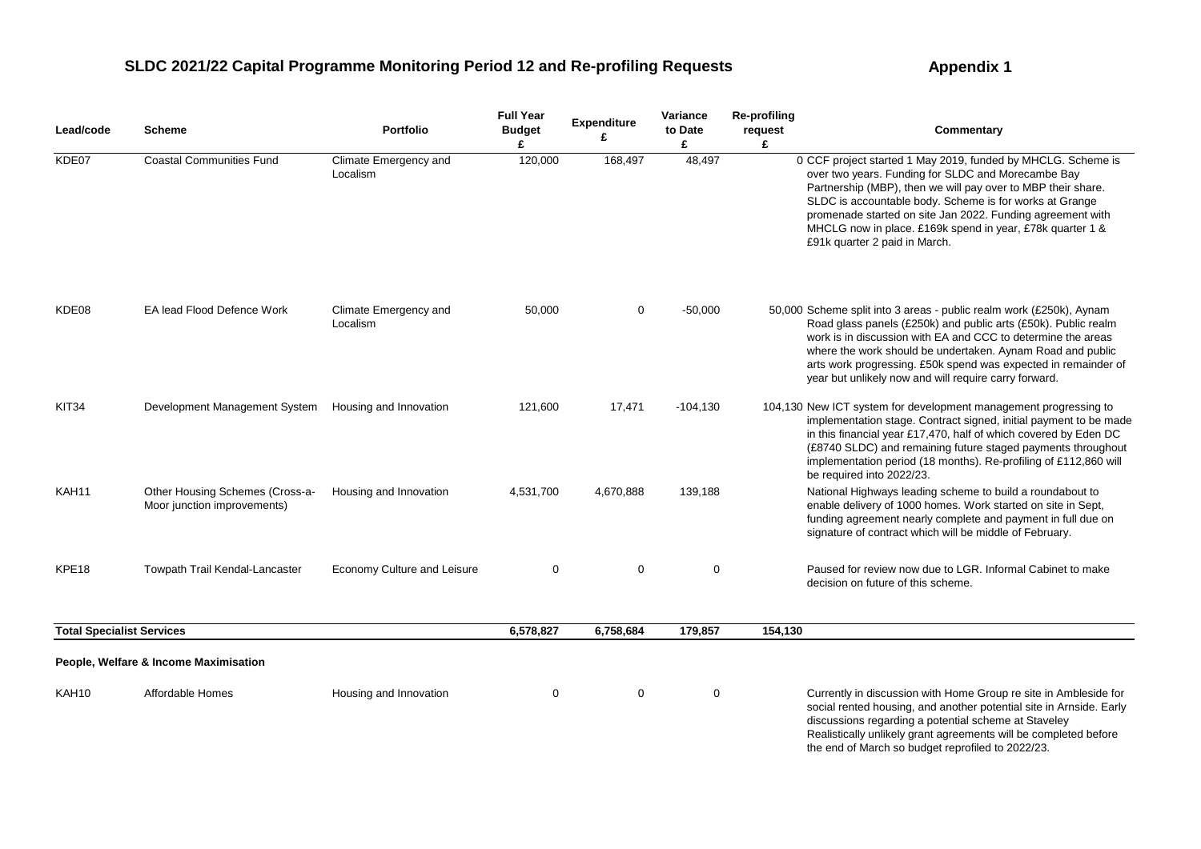# SLDC 2021/22 Capital Programme Monitoring Period 12 and Re-profiling Requests

**Appendix 1**

| Lead/code | Scheme | Portfolio | Full Year Budget £ | Expenditure £ | Variance to Date £ | Re-profiling request £ | Commentary |
|---|---|---|---|---|---|---|---|
| KDE07 | Coastal Communities Fund | Climate Emergency and Localism | 120,000 | 168,497 | 48,497 | 0 | CCF project started 1 May 2019, funded by MHCLG. Scheme is over two years. Funding for SLDC and Morecambe Bay Partnership (MBP), then we will pay over to MBP their share. SLDC is accountable body. Scheme is for works at Grange promenade started on site Jan 2022. Funding agreement with MHCLG now in place. £169k spend in year, £78k quarter 1 & £91k quarter 2 paid in March. |
| KDE08 | EA lead Flood Defence Work | Climate Emergency and Localism | 50,000 | 0 | -50,000 | 50,000 | Scheme split into 3 areas - public realm work (£250k), Aynam Road glass panels (£250k) and public arts (£50k). Public realm work is in discussion with EA and CCC to determine the areas where the work should be undertaken. Aynam Road and public arts work progressing. £50k spend was expected in remainder of year but unlikely now and will require carry forward. |
| KIT34 | Development Management System | Housing and Innovation | 121,600 | 17,471 | -104,130 | 104,130 | New ICT system for development management progressing to implementation stage. Contract signed, initial payment to be made in this financial year £17,470, half of which covered by Eden DC (£8740 SLDC) and remaining future staged payments throughout implementation period (18 months). Re-profiling of £112,860 will be required into 2022/23. |
| KAH11 | Other Housing Schemes (Cross-a-Moor junction improvements) | Housing and Innovation | 4,531,700 | 4,670,888 | 139,188 | | National Highways leading scheme to build a roundabout to enable delivery of 1000 homes. Work started on site in Sept, funding agreement nearly complete and payment in full due on signature of contract which will be middle of February. |
| KPE18 | Towpath Trail Kendal-Lancaster | Economy Culture and Leisure | 0 | 0 | 0 | | Paused for review now due to LGR. Informal Cabinet to make decision on future of this scheme. |
| **Total Specialist Services** | | | **6,578,827** | **6,758,684** | **179,857** | **154,130** | |
| **People, Welfare & Income Maximisation** | | | | | | | |
| KAH10 | Affordable Homes | Housing and Innovation | 0 | 0 | 0 | | Currently in discussion with Home Group re site in Ambleside for social rented housing, and another potential site in Arnside. Early discussions regarding a potential scheme at Staveley Realistically unlikely grant agreements will be completed before the end of March so budget reprofiled to 2022/23. |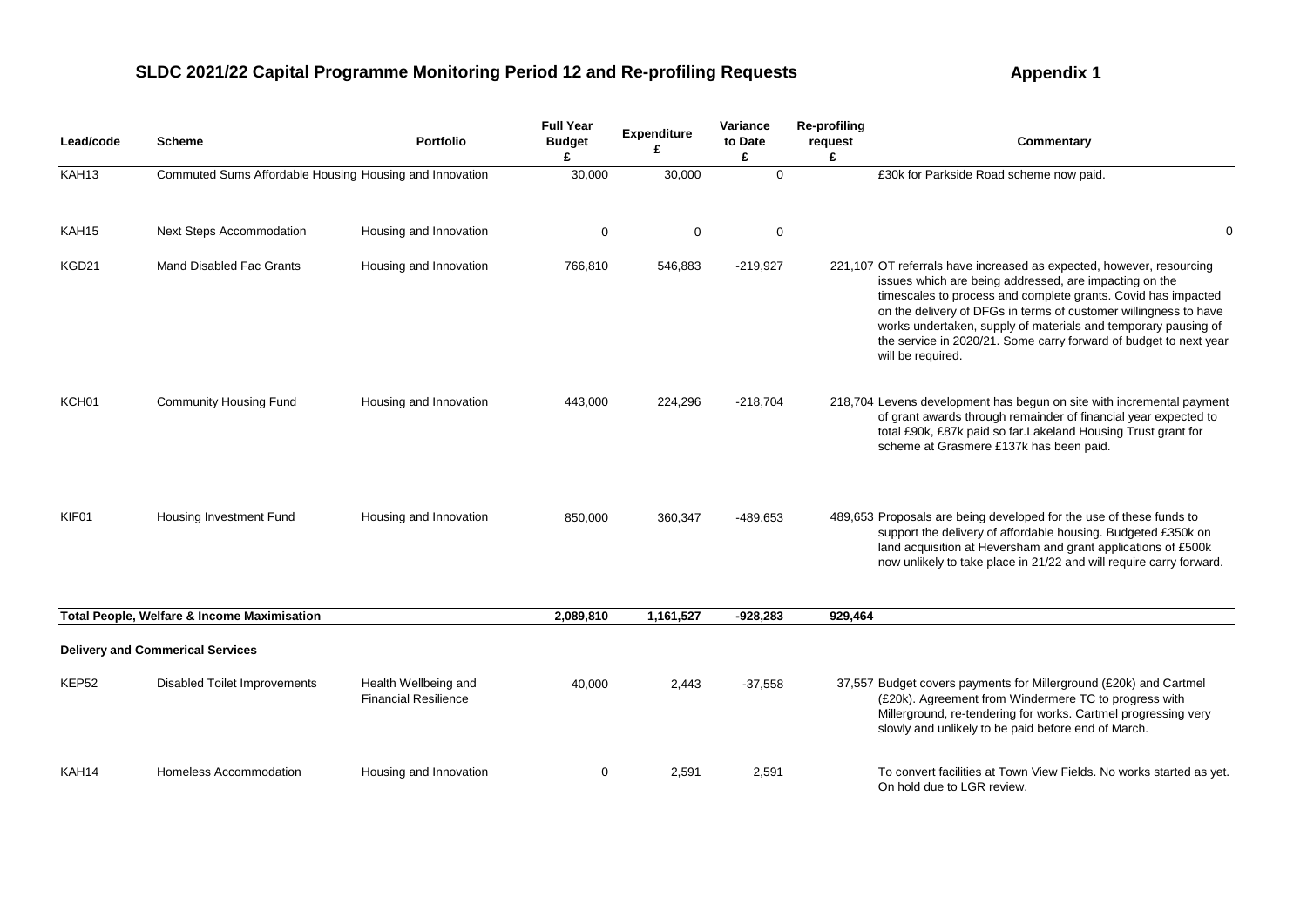## SLDC 2021/22 Capital Programme Monitoring Period 12 and Re-profiling Requests

**Appendix 1**

| Lead/code | Scheme | Portfolio | Full Year Budget £ | Expenditure £ | Variance to Date £ | Re-profiling request £ | Commentary |
|---|---|---|---|---|---|---|---|
| KAH13 | Commuted Sums Affordable Housing | Housing and Innovation | 30,000 | 30,000 | 0 | | £30k for Parkside Road scheme now paid. |
| KAH15 | Next Steps Accommodation | Housing and Innovation | 0 | 0 | 0 | | 0 |
| KGD21 | Mand Disabled Fac Grants | Housing and Innovation | 766,810 | 546,883 | -219,927 | 221,107 | OT referrals have increased as expected, however, resourcing issues which are being addressed, are impacting on the timescales to process and complete grants. Covid has impacted on the delivery of DFGs in terms of customer willingness to have works undertaken, supply of materials and temporary pausing of the service in 2020/21. Some carry forward of budget to next year will be required. |
| KCH01 | Community Housing Fund | Housing and Innovation | 443,000 | 224,296 | -218,704 | 218,704 | Levens development has begun on site with incremental payment of grant awards through remainder of financial year expected to total £90k, £87k paid so far.Lakeland Housing Trust grant for scheme at Grasmere £137k has been paid. |
| KIF01 | Housing Investment Fund | Housing and Innovation | 850,000 | 360,347 | -489,653 | 489,653 | Proposals are being developed for the use of these funds to support the delivery of affordable housing. Budgeted £350k on land acquisition at Heversham and grant applications of £500k now unlikely to take place in 21/22 and will require carry forward. |
| **Total People, Welfare & Income Maximisation** | | | **2,089,810** | **1,161,527** | **-928,283** | **929,464** | |
| **Delivery and Commerical Services** | | | | | | | |
| KEP52 | Disabled Toilet Improvements | Health Wellbeing and Financial Resilience | 40,000 | 2,443 | -37,558 | 37,557 | Budget covers payments for Millerground (£20k) and Cartmel (£20k). Agreement from Windermere TC to progress with Millerground, re-tendering for works. Cartmel progressing very slowly and unlikely to be paid before end of March. |
| KAH14 | Homeless Accommodation | Housing and Innovation | 0 | 2,591 | 2,591 | | To convert facilities at Town View Fields. No works started as yet. On hold due to LGR review. |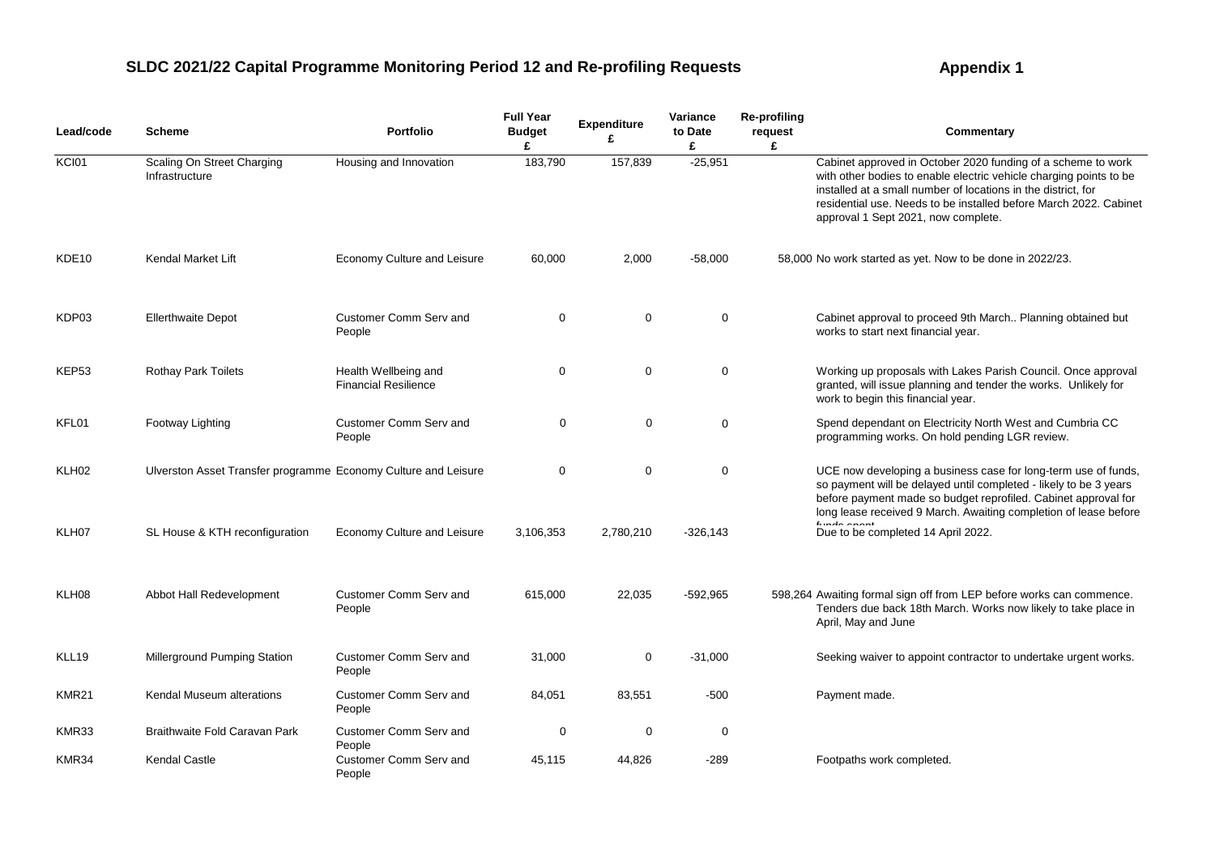## SLDC 2021/22 Capital Programme Monitoring Period 12 and Re-profiling Requests

**Appendix 1**

| Lead/code | Scheme | Portfolio | Full Year Budget £ | Expenditure £ | Variance to Date £ | Re-profiling request £ | Commentary |
|---|---|---|---|---|---|---|---|
| KCI01 | Scaling On Street Charging Infrastructure | Housing and Innovation | 183,790 | 157,839 | -25,951 | | Cabinet approved in October 2020 funding of a scheme to work with other bodies to enable electric vehicle charging points to be installed at a small number of locations in the district, for residential use. Needs to be installed before March 2022. Cabinet approval 1 Sept 2021, now complete. |
| KDE10 | Kendal Market Lift | Economy Culture and Leisure | 60,000 | 2,000 | -58,000 | 58,000 | No work started as yet. Now to be done in 2022/23. |
| KDP03 | Ellerthwaite Depot | Customer Comm Serv and People | 0 | 0 | 0 | | Cabinet approval to proceed 9th March.. Planning obtained but works to start next financial year. |
| KEP53 | Rothay Park Toilets | Health Wellbeing and Financial Resilience | 0 | 0 | 0 | | Working up proposals with Lakes Parish Council. Once approval granted, will issue planning and tender the works. Unlikely for work to begin this financial year. |
| KFL01 | Footway Lighting | Customer Comm Serv and People | 0 | 0 | 0 | | Spend dependant on Electricity North West and Cumbria CC programming works. On hold pending LGR review. |
| KLH02 | Ulverston Asset Transfer programme | Economy Culture and Leisure | 0 | 0 | 0 | | UCE now developing a business case for long-term use of funds, so payment will be delayed until completed - likely to be 3 years before payment made so budget reprofiled. Cabinet approval for long lease received 9 March. Awaiting completion of lease before funds spent |
| KLH07 | SL House & KTH reconfiguration | Economy Culture and Leisure | 3,106,353 | 2,780,210 | -326,143 | | Due to be completed 14 April 2022. |
| KLH08 | Abbot Hall Redevelopment | Customer Comm Serv and People | 615,000 | 22,035 | -592,965 | 598,264 | Awaiting formal sign off from LEP before works can commence. Tenders due back 18th March. Works now likely to take place in April, May and June |
| KLL19 | Millerground Pumping Station | Customer Comm Serv and People | 31,000 | 0 | -31,000 | | Seeking waiver to appoint contractor to undertake urgent works. |
| KMR21 | Kendal Museum alterations | Customer Comm Serv and People | 84,051 | 83,551 | -500 | | Payment made. |
| KMR33 | Braithwaite Fold Caravan Park | Customer Comm Serv and People | 0 | 0 | 0 | | |
| KMR34 | Kendal Castle | Customer Comm Serv and People | 45,115 | 44,826 | -289 | | Footpaths work completed. |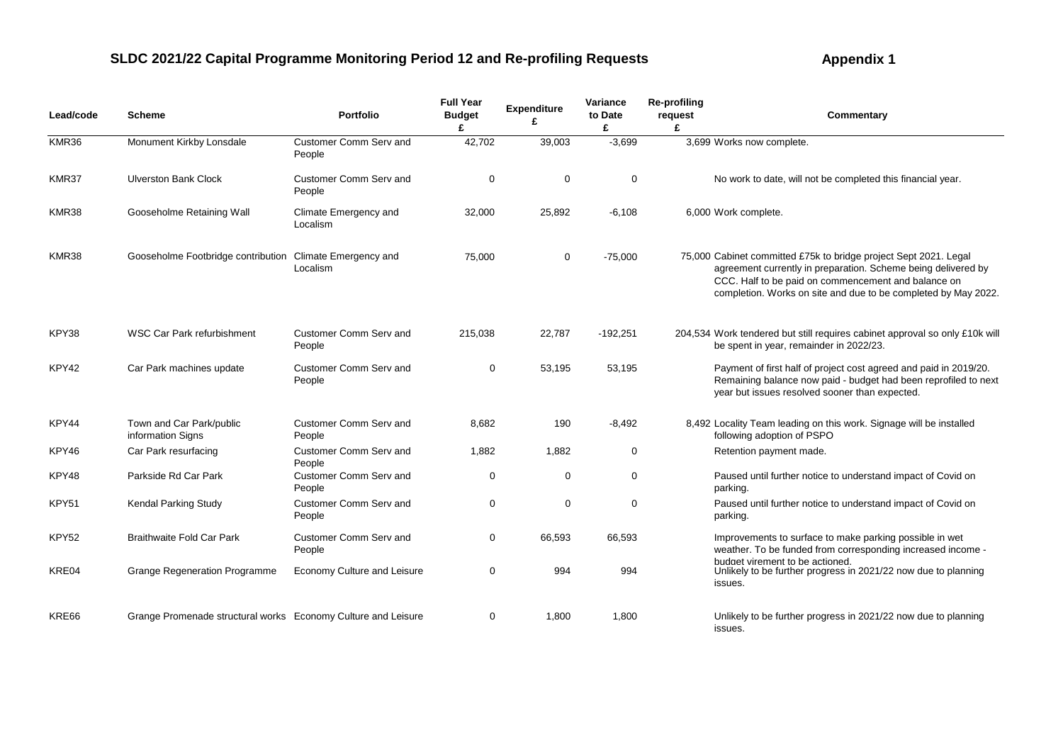# SLDC 2021/22 Capital Programme Monitoring Period 12 and Re-profiling Requests

**Appendix 1**

| Lead/code | Scheme | Portfolio | Full Year Budget £ | Expenditure £ | Variance to Date £ | Re-profiling request £ | Commentary |
|---|---|---|---|---|---|---|---|
| KMR36 | Monument Kirkby Lonsdale | Customer Comm Serv and People | 42,702 | 39,003 | -3,699 | 3,699 | Works now complete. |
| KMR37 | Ulverston Bank Clock | Customer Comm Serv and People | 0 | 0 | 0 | | No work to date, will not be completed this financial year. |
| KMR38 | Gooseholme Retaining Wall | Climate Emergency and Localism | 32,000 | 25,892 | -6,108 | 6,000 | Work complete. |
| KMR38 | Gooseholme Footbridge contribution | Climate Emergency and Localism | 75,000 | 0 | -75,000 | 75,000 | Cabinet committed £75k to bridge project Sept 2021. Legal agreement currently in preparation. Scheme being delivered by CCC. Half to be paid on commencement and balance on completion. Works on site and due to be completed by May 2022. |
| KPY38 | WSC Car Park refurbishment | Customer Comm Serv and People | 215,038 | 22,787 | -192,251 | 204,534 | Work tendered but still requires cabinet approval so only £10k will be spent in year, remainder in 2022/23. |
| KPY42 | Car Park machines update | Customer Comm Serv and People | 0 | 53,195 | 53,195 | | Payment of first half of project cost agreed and paid in 2019/20. Remaining balance now paid - budget had been reprofiled to next year but issues resolved sooner than expected. |
| KPY44 | Town and Car Park/public information Signs | Customer Comm Serv and People | 8,682 | 190 | -8,492 | 8,492 | Locality Team leading on this work. Signage will be installed following adoption of PSPO |
| KPY46 | Car Park resurfacing | Customer Comm Serv and People | 1,882 | 1,882 | 0 | | Retention payment made. |
| KPY48 | Parkside Rd Car Park | Customer Comm Serv and People | 0 | 0 | 0 | | Paused until further notice to understand impact of Covid on parking. |
| KPY51 | Kendal Parking Study | Customer Comm Serv and People | 0 | 0 | 0 | | Paused until further notice to understand impact of Covid on parking. |
| KPY52 | Braithwaite Fold Car Park | Customer Comm Serv and People | 0 | 66,593 | 66,593 | | Improvements to surface to make parking possible in wet weather. To be funded from corresponding increased income - budget virement to be actioned. |
| KRE04 | Grange Regeneration Programme | Economy Culture and Leisure | 0 | 994 | 994 | | Unlikely to be further progress in 2021/22 now due to planning issues. |
| KRE66 | Grange Promenade structural works | Economy Culture and Leisure | 0 | 1,800 | 1,800 | | Unlikely to be further progress in 2021/22 now due to planning issues. |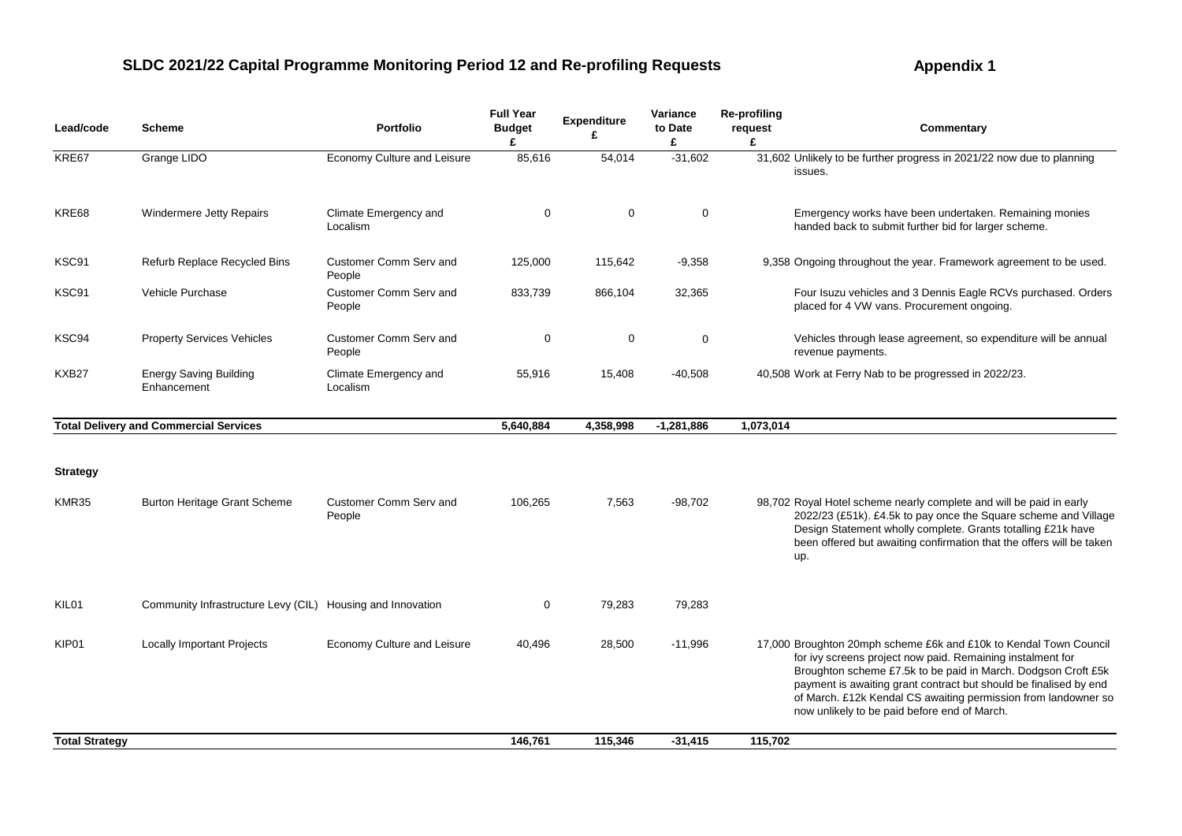## SLDC 2021/22 Capital Programme Monitoring Period 12 and Re-profiling Requests

**Appendix 1**

| Lead/code | Scheme | Portfolio | Full Year Budget £ | Expenditure £ | Variance to Date £ | Re-profiling request £ | Commentary |
|---|---|---|---|---|---|---|---|
| KRE67 | Grange LIDO | Economy Culture and Leisure | 85,616 | 54,014 | -31,602 | 31,602 | Unlikely to be further progress in 2021/22 now due to planning issues. |
| KRE68 | Windermere Jetty Repairs | Climate Emergency and Localism | 0 | 0 | 0 | | Emergency works have been undertaken. Remaining monies handed back to submit further bid for larger scheme. |
| KSC91 | Refurb Replace Recycled Bins | Customer Comm Serv and People | 125,000 | 115,642 | -9,358 | 9,358 | Ongoing throughout the year. Framework agreement to be used. |
| KSC91 | Vehicle Purchase | Customer Comm Serv and People | 833,739 | 866,104 | 32,365 | | Four Isuzu vehicles and 3 Dennis Eagle RCVs purchased. Orders placed for 4 VW vans. Procurement ongoing. |
| KSC94 | Property Services Vehicles | Customer Comm Serv and People | 0 | 0 | 0 | | Vehicles through lease agreement, so expenditure will be annual revenue payments. |
| KXB27 | Energy Saving Building Enhancement | Climate Emergency and Localism | 55,916 | 15,408 | -40,508 | 40,508 | Work at Ferry Nab to be progressed in 2022/23. |
| **Total Delivery and Commercial Services** | | | **5,640,884** | **4,358,998** | **-1,281,886** | **1,073,014** | |
| **Strategy** | | | | | | | |
| KMR35 | Burton Heritage Grant Scheme | Customer Comm Serv and People | 106,265 | 7,563 | -98,702 | 98,702 | Royal Hotel scheme nearly complete and will be paid in early 2022/23 (£51k). £4.5k to pay once the Square scheme and Village Design Statement wholly complete. Grants totalling £21k have been offered but awaiting confirmation that the offers will be taken up. |
| KIL01 | Community Infrastructure Levy (CIL) | Housing and Innovation | 0 | 79,283 | 79,283 | | |
| KIP01 | Locally Important Projects | Economy Culture and Leisure | 40,496 | 28,500 | -11,996 | 17,000 | Broughton 20mph scheme £6k and £10k to Kendal Town Council for ivy screens project now paid. Remaining instalment for Broughton scheme £7.5k to be paid in March. Dodgson Croft £5k payment is awaiting grant contract but should be finalised by end of March. £12k Kendal CS awaiting permission from landowner so now unlikely to be paid before end of March. |
| **Total Strategy** | | | **146,761** | **115,346** | **-31,415** | **115,702** | |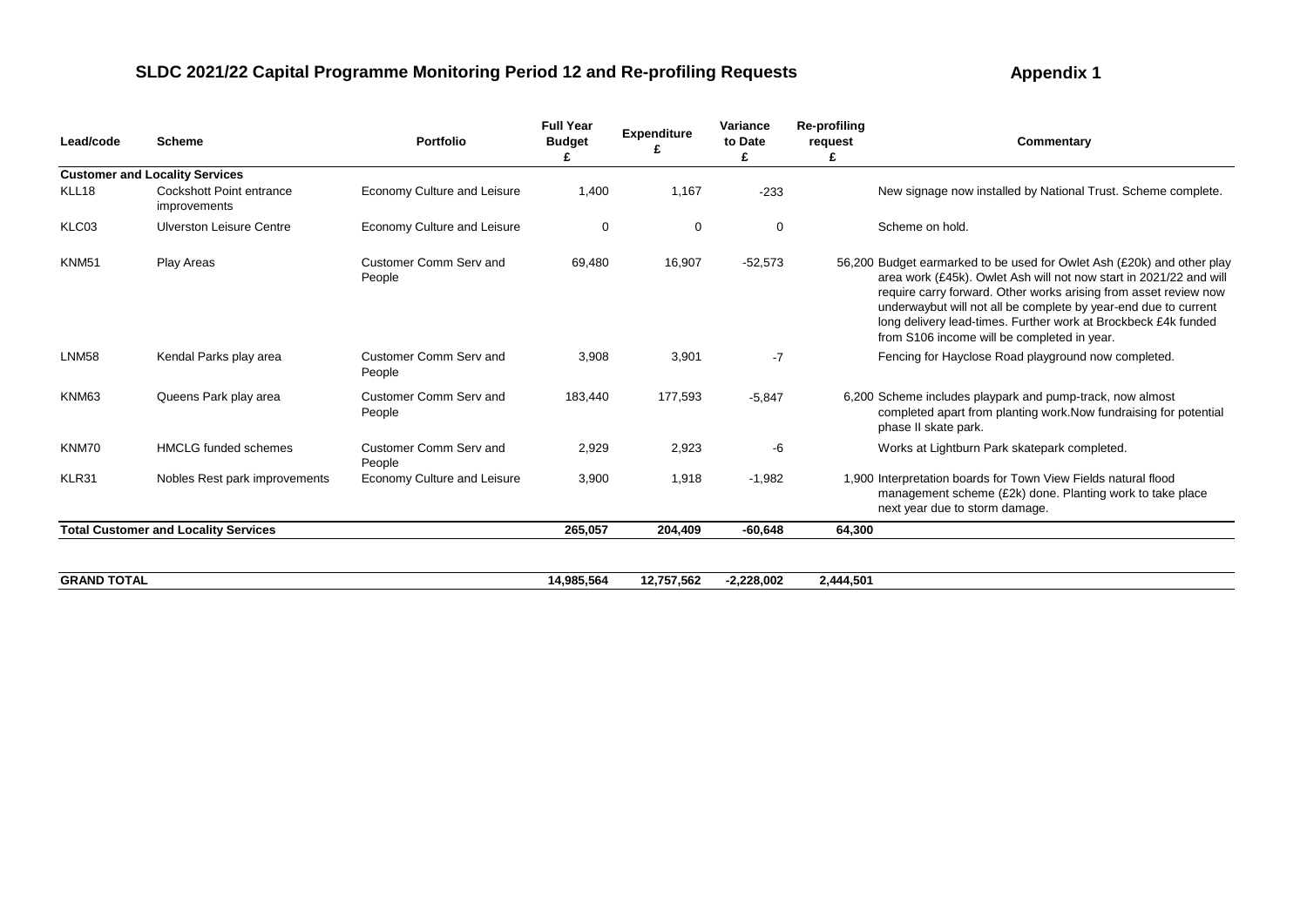## SLDC 2021/22 Capital Programme Monitoring Period 12 and Re-profiling Requests

**Appendix 1**

| Lead/code | Scheme | Portfolio | Full Year Budget £ | Expenditure £ | Variance to Date £ | Re-profiling request £ | Commentary |
|---|---|---|---|---|---|---|---|
| **Customer and Locality Services** | | | | | | | |
| KLL18 | Cockshott Point entrance improvements | Economy Culture and Leisure | 1,400 | 1,167 | -233 | | New signage now installed by National Trust. Scheme complete. |
| KLC03 | Ulverston Leisure Centre | Economy Culture and Leisure | 0 | 0 | 0 | | Scheme on hold. |
| KNM51 | Play Areas | Customer Comm Serv and People | 69,480 | 16,907 | -52,573 | 56,200 | Budget earmarked to be used for Owlet Ash (£20k) and other play area work (£45k). Owlet Ash will not now start in 2021/22 and will require carry forward. Other works arising from asset review now underwaybut will not all be complete by year-end due to current long delivery lead-times. Further work at Brockbeck £4k funded from S106 income will be completed in year. |
| LNM58 | Kendal Parks play area | Customer Comm Serv and People | 3,908 | 3,901 | -7 | | Fencing for Hayclose Road playground now completed. |
| KNM63 | Queens Park play area | Customer Comm Serv and People | 183,440 | 177,593 | -5,847 | 6,200 | Scheme includes playpark and pump-track, now almost completed apart from planting work.Now fundraising for potential phase II skate park. |
| KNM70 | HMCLG funded schemes | Customer Comm Serv and People | 2,929 | 2,923 | -6 | | Works at Lightburn Park skatepark completed. |
| KLR31 | Nobles Rest park improvements | Economy Culture and Leisure | 3,900 | 1,918 | -1,982 | 1,900 | Interpretation boards for Town View Fields natural flood management scheme (£2k) done. Planting work to take place next year due to storm damage. |
| **Total Customer and Locality Services** | | | **265,057** | **204,409** | **-60,648** | **64,300** | |
| | | | | | | | |
| **GRAND TOTAL** | | | **14,985,564** | **12,757,562** | **-2,228,002** | **2,444,501** | |